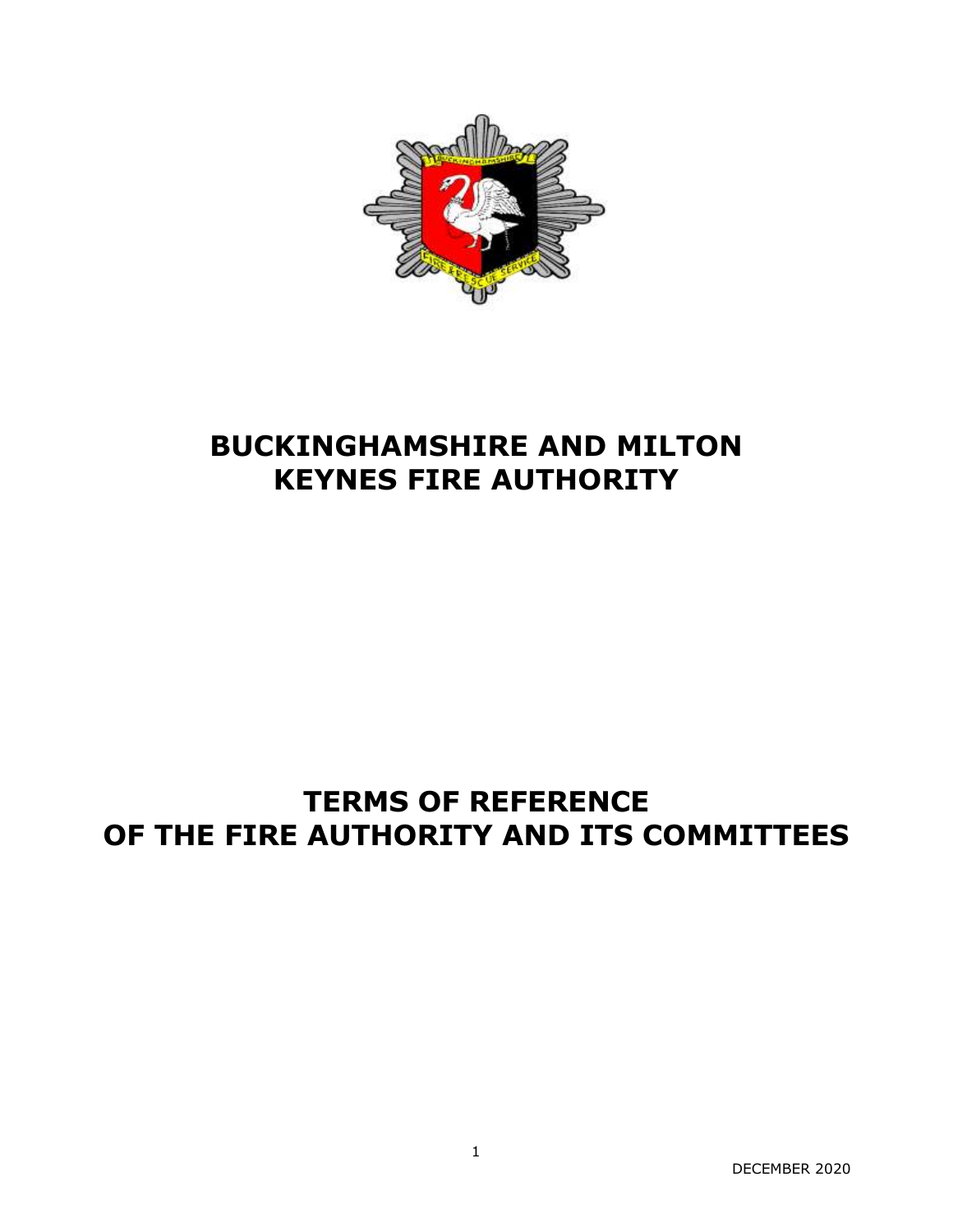# BUCKINGHAMSHIRE AND MILTON KEYNES FIRE AUTHORITY

# TERMS OF REFERENCE OF THE FIRE AUTHORITY AND ITS COMMITTEES

DECEMBER 2020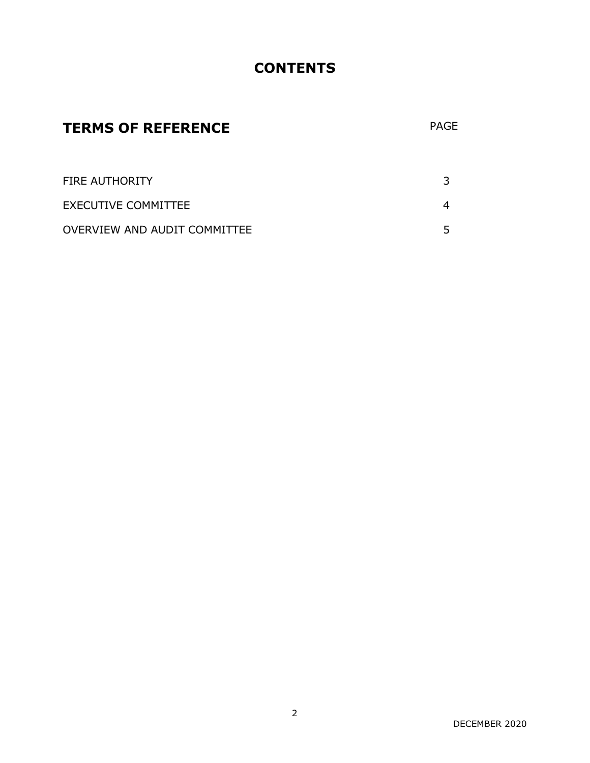# CONTENTS

| TERMS OF REFERENCE | PAGE |
|---|---|
| FIRE AUTHORITY | 3 |
| EXECUTIVE COMMITTEE | 4 |
| OVERVIEW AND AUDIT COMMITTEE | 5 |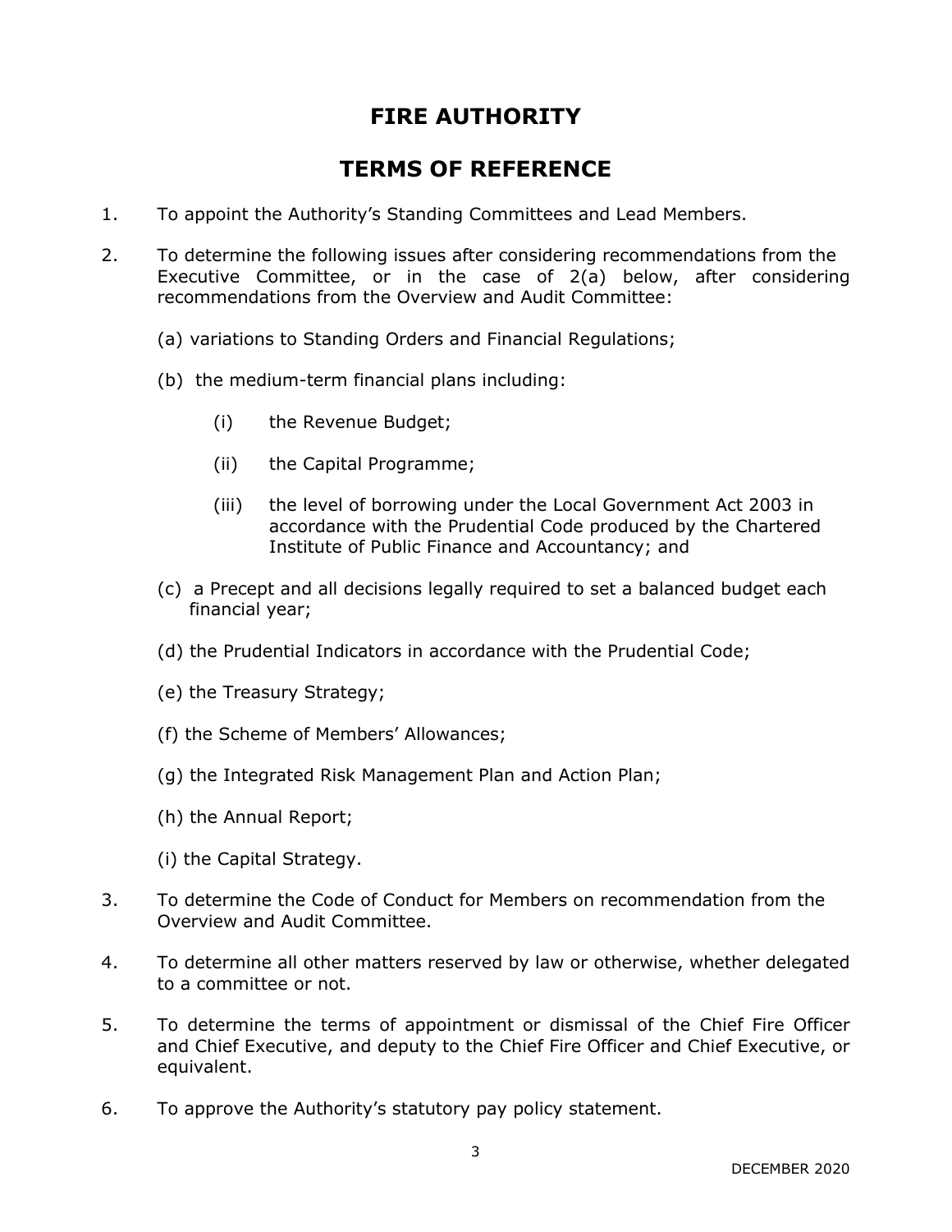# FIRE AUTHORITY

# TERMS OF REFERENCE

1. To appoint the Authority's Standing Committees and Lead Members.

2. To determine the following issues after considering recommendations from the Executive Committee, or in the case of 2(a) below, after considering recommendations from the Overview and Audit Committee:

   (a) variations to Standing Orders and Financial Regulations;

   (b) the medium-term financial plans including:

      (i) the Revenue Budget;

      (ii) the Capital Programme;

      (iii) the level of borrowing under the Local Government Act 2003 in accordance with the Prudential Code produced by the Chartered Institute of Public Finance and Accountancy; and

   (c) a Precept and all decisions legally required to set a balanced budget each financial year;

   (d) the Prudential Indicators in accordance with the Prudential Code;

   (e) the Treasury Strategy;

   (f) the Scheme of Members' Allowances;

   (g) the Integrated Risk Management Plan and Action Plan;

   (h) the Annual Report;

   (i) the Capital Strategy.

3. To determine the Code of Conduct for Members on recommendation from the Overview and Audit Committee.

4. To determine all other matters reserved by law or otherwise, whether delegated to a committee or not.

5. To determine the terms of appointment or dismissal of the Chief Fire Officer and Chief Executive, and deputy to the Chief Fire Officer and Chief Executive, or equivalent.

6. To approve the Authority's statutory pay policy statement.

DECEMBER 2020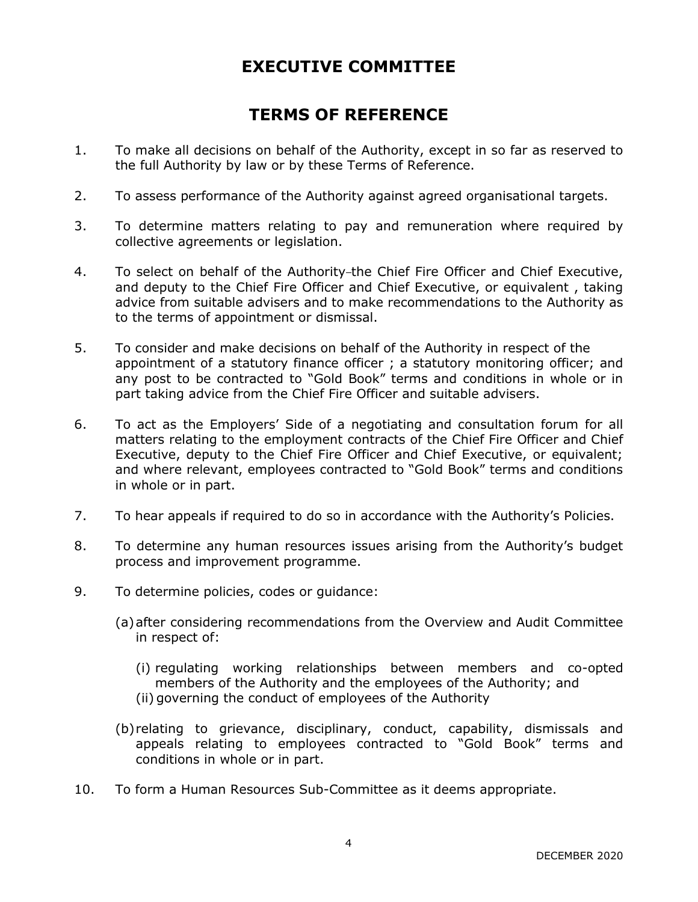# EXECUTIVE COMMITTEE

# TERMS OF REFERENCE

1. To make all decisions on behalf of the Authority, except in so far as reserved to the full Authority by law or by these Terms of Reference.

2. To assess performance of the Authority against agreed organisational targets.

3. To determine matters relating to pay and remuneration where required by collective agreements or legislation.

4. To select on behalf of the Authority the Chief Fire Officer and Chief Executive, and deputy to the Chief Fire Officer and Chief Executive, or equivalent , taking advice from suitable advisers and to make recommendations to the Authority as to the terms of appointment or dismissal.

5. To consider and make decisions on behalf of the Authority in respect of the appointment of a statutory finance officer ; a statutory monitoring officer; and any post to be contracted to "Gold Book" terms and conditions in whole or in part taking advice from the Chief Fire Officer and suitable advisers.

6. To act as the Employers' Side of a negotiating and consultation forum for all matters relating to the employment contracts of the Chief Fire Officer and Chief Executive, deputy to the Chief Fire Officer and Chief Executive, or equivalent; and where relevant, employees contracted to "Gold Book" terms and conditions in whole or in part.

7. To hear appeals if required to do so in accordance with the Authority's Policies.

8. To determine any human resources issues arising from the Authority's budget process and improvement programme.

9. To determine policies, codes or guidance:

   (a) after considering recommendations from the Overview and Audit Committee in respect of:

      (i) regulating working relationships between members and co-opted members of the Authority and the employees of the Authority; and
      (ii) governing the conduct of employees of the Authority

   (b) relating to grievance, disciplinary, conduct, capability, dismissals and appeals relating to employees contracted to "Gold Book" terms and conditions in whole or in part.

10. To form a Human Resources Sub-Committee as it deems appropriate.

DECEMBER 2020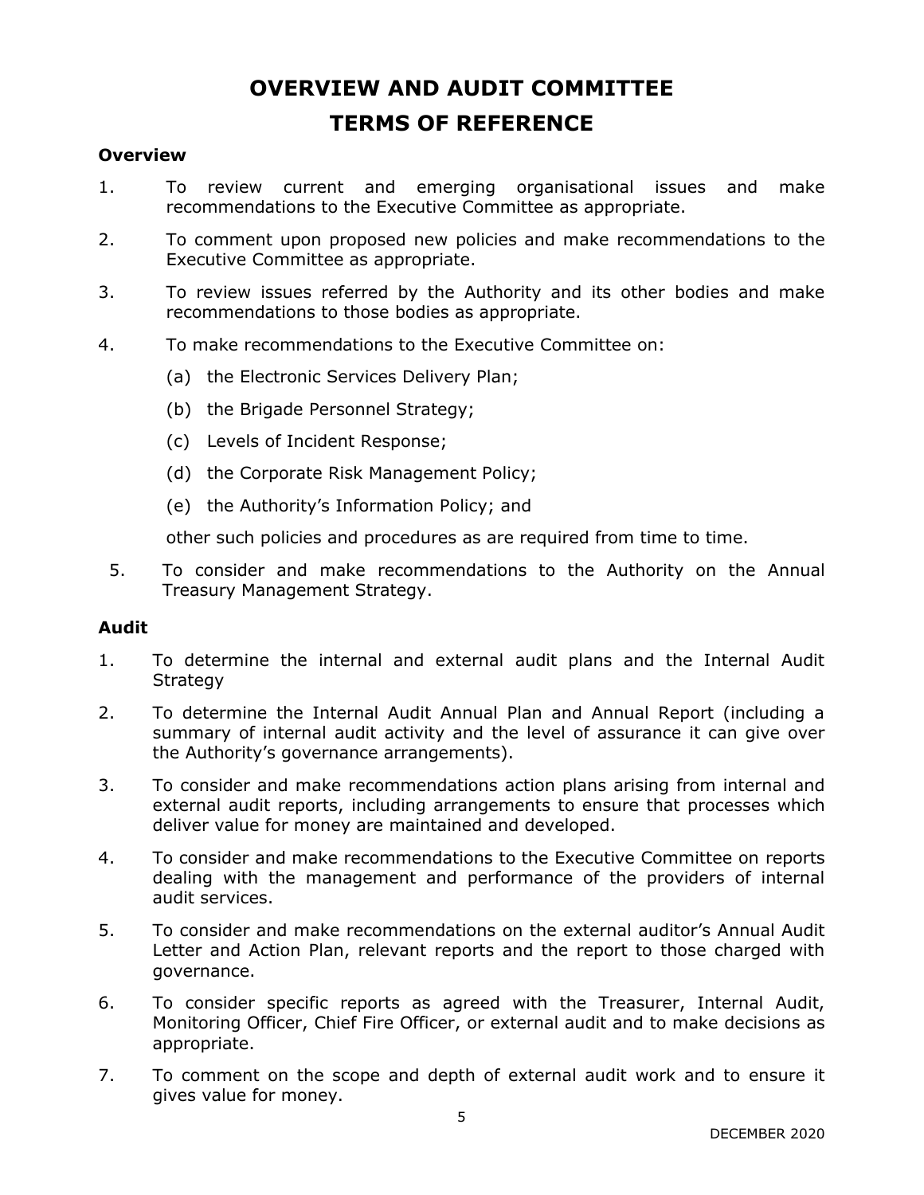# OVERVIEW AND AUDIT COMMITTEE
# TERMS OF REFERENCE

### Overview

1. To review current and emerging organisational issues and make recommendations to the Executive Committee as appropriate.

2. To comment upon proposed new policies and make recommendations to the Executive Committee as appropriate.

3. To review issues referred by the Authority and its other bodies and make recommendations to those bodies as appropriate.

4. To make recommendations to the Executive Committee on:

   (a) the Electronic Services Delivery Plan;

   (b) the Brigade Personnel Strategy;

   (c) Levels of Incident Response;

   (d) the Corporate Risk Management Policy;

   (e) the Authority's Information Policy; and

   other such policies and procedures as are required from time to time.

5. To consider and make recommendations to the Authority on the Annual Treasury Management Strategy.

### Audit

1. To determine the internal and external audit plans and the Internal Audit Strategy

2. To determine the Internal Audit Annual Plan and Annual Report (including a summary of internal audit activity and the level of assurance it can give over the Authority's governance arrangements).

3. To consider and make recommendations action plans arising from internal and external audit reports, including arrangements to ensure that processes which deliver value for money are maintained and developed.

4. To consider and make recommendations to the Executive Committee on reports dealing with the management and performance of the providers of internal audit services.

5. To consider and make recommendations on the external auditor's Annual Audit Letter and Action Plan, relevant reports and the report to those charged with governance.

6. To consider specific reports as agreed with the Treasurer, Internal Audit, Monitoring Officer, Chief Fire Officer, or external audit and to make decisions as appropriate.

7. To comment on the scope and depth of external audit work and to ensure it gives value for money.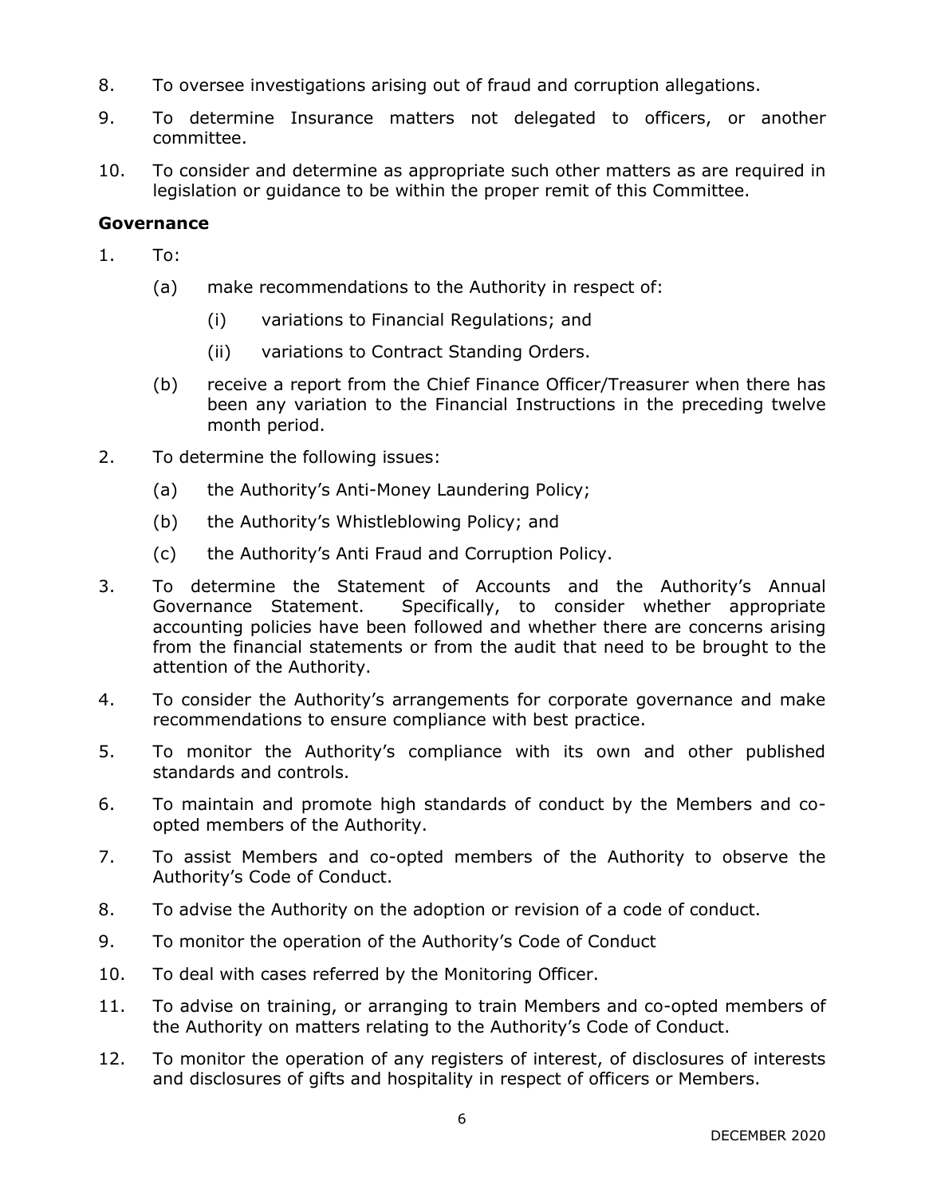8. To oversee investigations arising out of fraud and corruption allegations.

9. To determine Insurance matters not delegated to officers, or another committee.

10. To consider and determine as appropriate such other matters as are required in legislation or guidance to be within the proper remit of this Committee.

**Governance**

1. To:

   (a) make recommendations to the Authority in respect of:

      (i) variations to Financial Regulations; and

      (ii) variations to Contract Standing Orders.

   (b) receive a report from the Chief Finance Officer/Treasurer when there has been any variation to the Financial Instructions in the preceding twelve month period.

2. To determine the following issues:

   (a) the Authority's Anti-Money Laundering Policy;

   (b) the Authority's Whistleblowing Policy; and

   (c) the Authority's Anti Fraud and Corruption Policy.

3. To determine the Statement of Accounts and the Authority's Annual Governance Statement. Specifically, to consider whether appropriate accounting policies have been followed and whether there are concerns arising from the financial statements or from the audit that need to be brought to the attention of the Authority.

4. To consider the Authority's arrangements for corporate governance and make recommendations to ensure compliance with best practice.

5. To monitor the Authority's compliance with its own and other published standards and controls.

6. To maintain and promote high standards of conduct by the Members and co-opted members of the Authority.

7. To assist Members and co-opted members of the Authority to observe the Authority's Code of Conduct.

8. To advise the Authority on the adoption or revision of a code of conduct.

9. To monitor the operation of the Authority's Code of Conduct

10. To deal with cases referred by the Monitoring Officer.

11. To advise on training, or arranging to train Members and co-opted members of the Authority on matters relating to the Authority's Code of Conduct.

12. To monitor the operation of any registers of interest, of disclosures of interests and disclosures of gifts and hospitality in respect of officers or Members.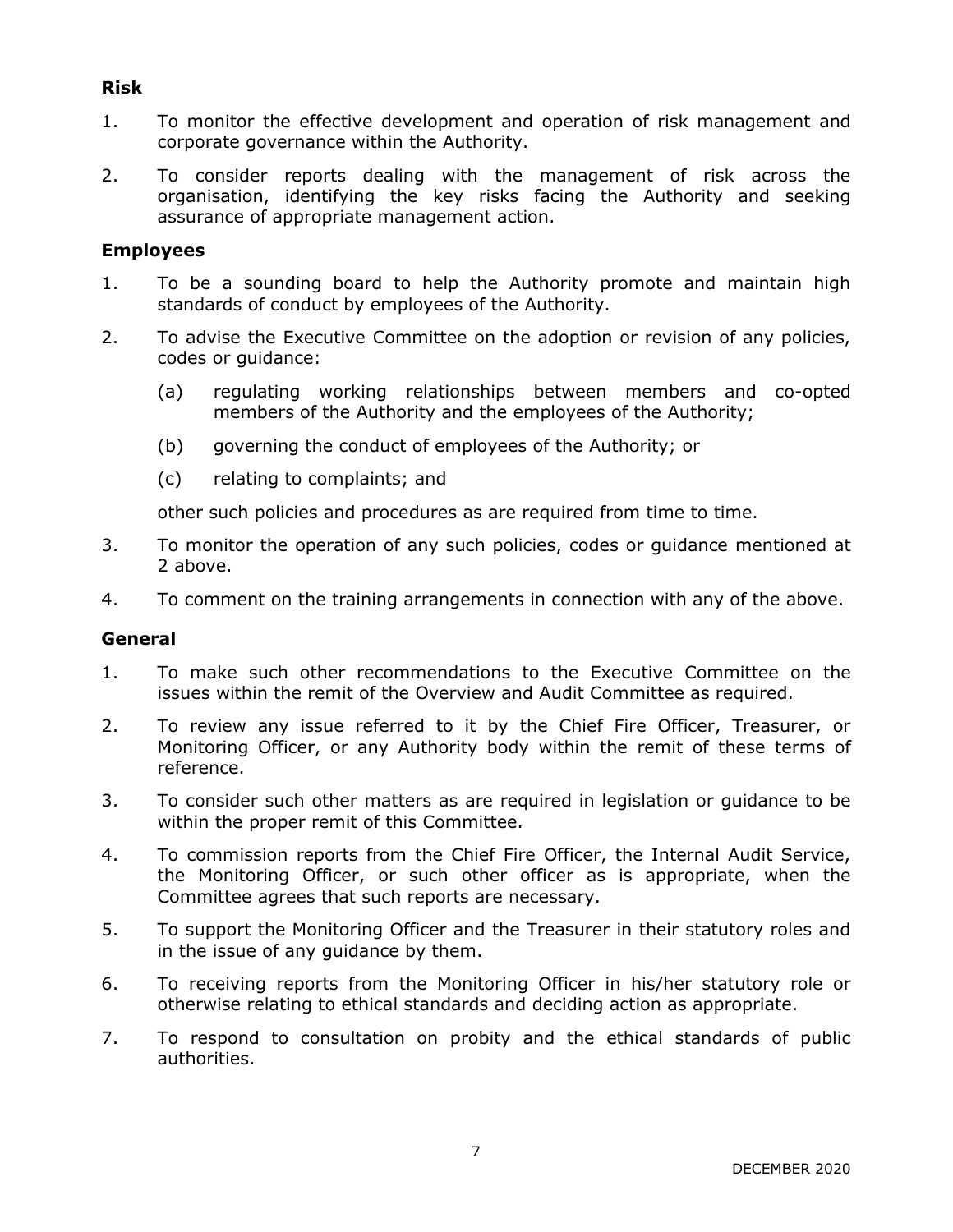**Risk**

1. To monitor the effective development and operation of risk management and corporate governance within the Authority.
2. To consider reports dealing with the management of risk across the organisation, identifying the key risks facing the Authority and seeking assurance of appropriate management action.

**Employees**

1. To be a sounding board to help the Authority promote and maintain high standards of conduct by employees of the Authority.
2. To advise the Executive Committee on the adoption or revision of any policies, codes or guidance:

   (a) regulating working relationships between members and co-opted members of the Authority and the employees of the Authority;

   (b) governing the conduct of employees of the Authority; or

   (c) relating to complaints; and

   other such policies and procedures as are required from time to time.
3. To monitor the operation of any such policies, codes or guidance mentioned at 2 above.
4. To comment on the training arrangements in connection with any of the above.

**General**

1. To make such other recommendations to the Executive Committee on the issues within the remit of the Overview and Audit Committee as required.
2. To review any issue referred to it by the Chief Fire Officer, Treasurer, or Monitoring Officer, or any Authority body within the remit of these terms of reference.
3. To consider such other matters as are required in legislation or guidance to be within the proper remit of this Committee.
4. To commission reports from the Chief Fire Officer, the Internal Audit Service, the Monitoring Officer, or such other officer as is appropriate, when the Committee agrees that such reports are necessary.
5. To support the Monitoring Officer and the Treasurer in their statutory roles and in the issue of any guidance by them.
6. To receiving reports from the Monitoring Officer in his/her statutory role or otherwise relating to ethical standards and deciding action as appropriate.
7. To respond to consultation on probity and the ethical standards of public authorities.

DECEMBER 2020